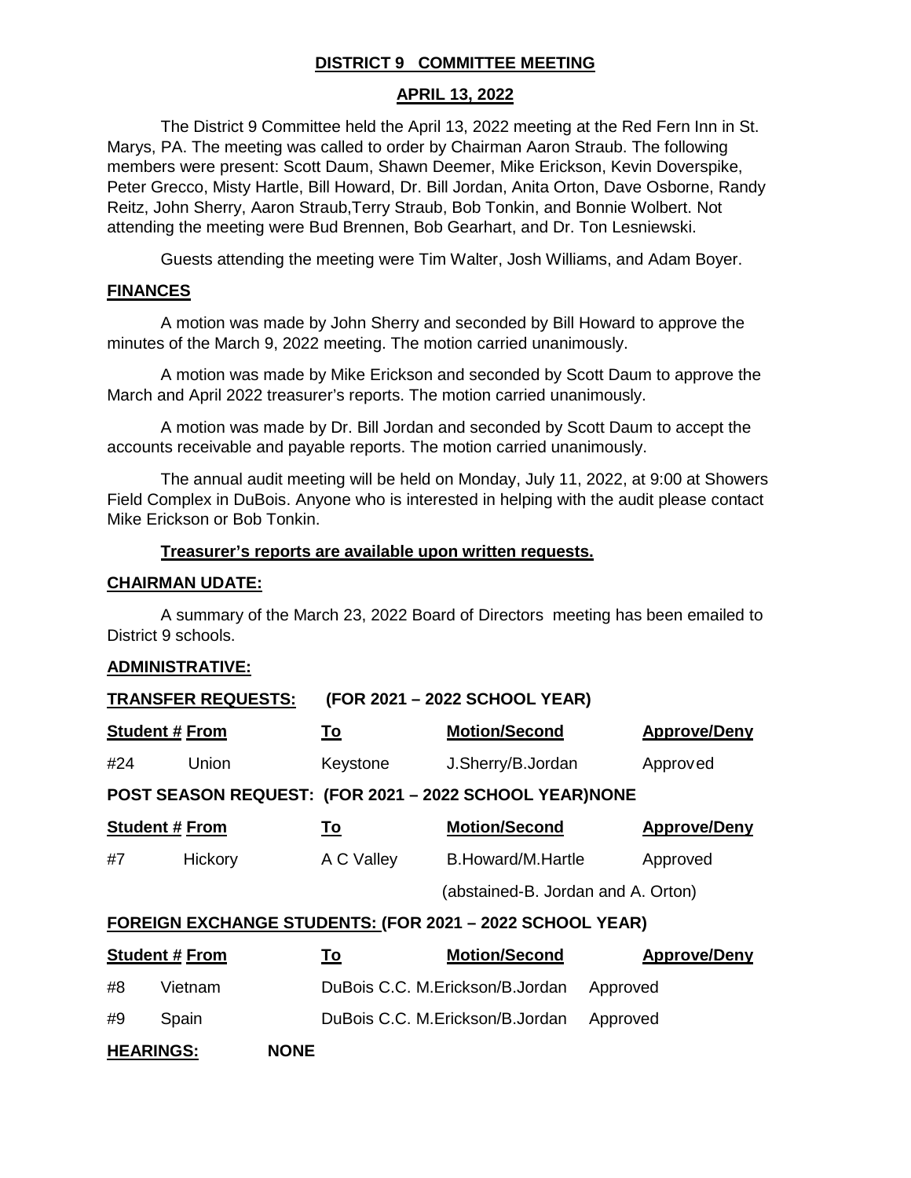**DISTRICT 9 COMMITTEE MEETING**

**APRIL 13, 2022**

The District 9 Committee held the April 13, 2022 meeting at the Red Fern Inn in St. Marys, PA. The meeting was called to order by Chairman Aaron Straub. The following members were present: Scott Daum, Shawn Deemer, Mike Erickson, Kevin Doverspike, Peter Grecco, Misty Hartle, Bill Howard, Dr. Bill Jordan, Anita Orton, Dave Osborne, Randy Reitz, John Sherry, Aaron Straub,Terry Straub, Bob Tonkin, and Bonnie Wolbert. Not attending the meeting were Bud Brennen, Bob Gearhart, and Dr. Ton Lesniewski.

Guests attending the meeting were Tim Walter, Josh Williams, and Adam Boyer.

**FINANCES**

A motion was made by John Sherry and seconded by Bill Howard to approve the minutes of the March 9, 2022 meeting. The motion carried unanimously.

A motion was made by Mike Erickson and seconded by Scott Daum to approve the March and April 2022 treasurer's reports. The motion carried unanimously.

A motion was made by Dr. Bill Jordan and seconded by Scott Daum to accept the accounts receivable and payable reports. The motion carried unanimously.

The annual audit meeting will be held on Monday, July 11, 2022, at 9:00 at Showers Field Complex in DuBois. Anyone who is interested in helping with the audit please contact Mike Erickson or Bob Tonkin.

**Treasurer's reports are available upon written requests.**

**CHAIRMAN UDATE:**

A summary of the March 23, 2022 Board of Directors meeting has been emailed to District 9 schools.

**ADMINISTRATIVE:**

**TRANSFER REQUESTS: (FOR 2021 – 2022 SCHOOL YEAR)**

| Student # | From | To | Motion/Second | Approve/Deny |
|---|---|---|---|---|
| #24 | Union | Keystone | J.Sherry/B.Jordan | Approved |

**POST SEASON REQUEST: (FOR 2021 – 2022 SCHOOL YEAR)NONE**

| Student # | From | To | Motion/Second | Approve/Deny |
|---|---|---|---|---|
| #7 | Hickory | A C Valley | B.Howard/M.Hartle | Approved |
| | | | (abstained-B. Jordan and A. Orton) | |

**FOREIGN EXCHANGE STUDENTS: (FOR 2021 – 2022 SCHOOL YEAR)**

| Student # | From | To | Motion/Second | Approve/Deny |
|---|---|---|---|---|
| #8 | Vietnam | DuBois C.C. | M.Erickson/B.Jordan | Approved |
| #9 | Spain | DuBois C.C. | M.Erickson/B.Jordan | Approved |

**HEARINGS:** **NONE**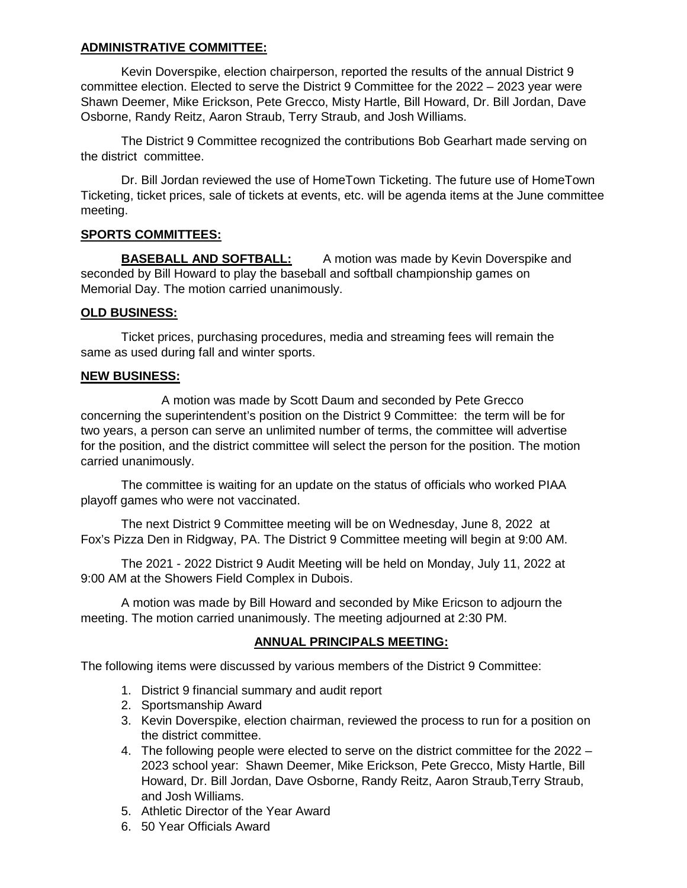**ADMINISTRATIVE COMMITTEE:**

Kevin Doverspike, election chairperson, reported the results of the annual District 9 committee election. Elected to serve the District 9 Committee for the 2022 – 2023 year were Shawn Deemer, Mike Erickson, Pete Grecco, Misty Hartle, Bill Howard, Dr. Bill Jordan, Dave Osborne, Randy Reitz, Aaron Straub, Terry Straub, and Josh Williams.

The District 9 Committee recognized the contributions Bob Gearhart made serving on the district committee.

Dr. Bill Jordan reviewed the use of HomeTown Ticketing. The future use of HomeTown Ticketing, ticket prices, sale of tickets at events, etc. will be agenda items at the June committee meeting.

**SPORTS COMMITTEES:**

**BASEBALL AND SOFTBALL:** A motion was made by Kevin Doverspike and seconded by Bill Howard to play the baseball and softball championship games on Memorial Day. The motion carried unanimously.

**OLD BUSINESS:**

Ticket prices, purchasing procedures, media and streaming fees will remain the same as used during fall and winter sports.

**NEW BUSINESS:**

A motion was made by Scott Daum and seconded by Pete Grecco concerning the superintendent's position on the District 9 Committee: the term will be for two years, a person can serve an unlimited number of terms, the committee will advertise for the position, and the district committee will select the person for the position. The motion carried unanimously.

The committee is waiting for an update on the status of officials who worked PIAA playoff games who were not vaccinated.

The next District 9 Committee meeting will be on Wednesday, June 8, 2022 at Fox's Pizza Den in Ridgway, PA. The District 9 Committee meeting will begin at 9:00 AM.

The 2021 - 2022 District 9 Audit Meeting will be held on Monday, July 11, 2022 at 9:00 AM at the Showers Field Complex in Dubois.

A motion was made by Bill Howard and seconded by Mike Ericson to adjourn the meeting. The motion carried unanimously. The meeting adjourned at 2:30 PM.

**ANNUAL PRINCIPALS MEETING:**

The following items were discussed by various members of the District 9 Committee:

1. District 9 financial summary and audit report
2. Sportsmanship Award
3. Kevin Doverspike, election chairman, reviewed the process to run for a position on the district committee.
4. The following people were elected to serve on the district committee for the 2022 – 2023 school year: Shawn Deemer, Mike Erickson, Pete Grecco, Misty Hartle, Bill Howard, Dr. Bill Jordan, Dave Osborne, Randy Reitz, Aaron Straub,Terry Straub, and Josh Williams.
5. Athletic Director of the Year Award
6. 50 Year Officials Award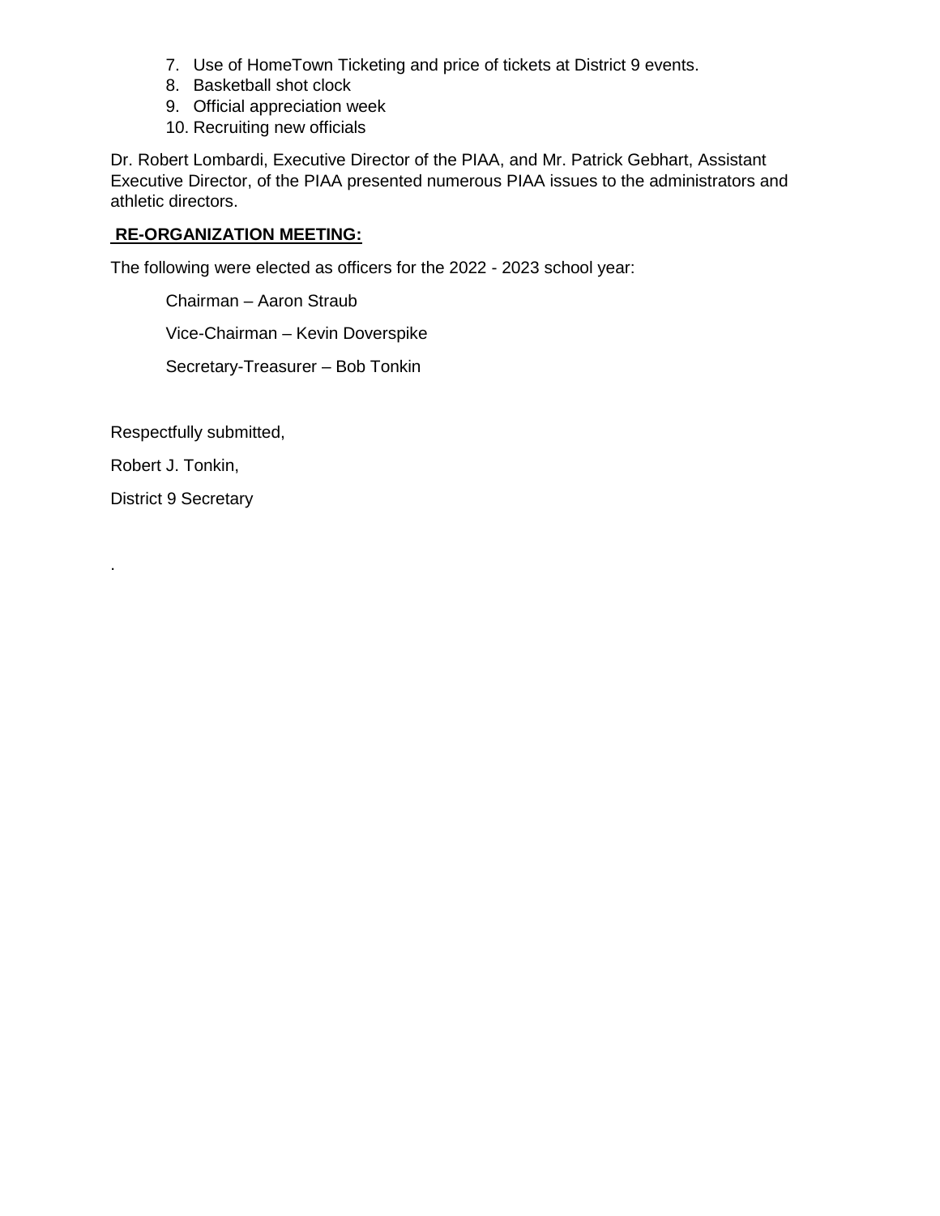7. Use of HomeTown Ticketing and price of tickets at District 9 events.
8. Basketball shot clock
9. Official appreciation week
10. Recruiting new officials

Dr. Robert Lombardi, Executive Director of the PIAA, and Mr. Patrick Gebhart, Assistant Executive Director, of the PIAA presented numerous PIAA issues to the administrators and athletic directors.

**RE-ORGANIZATION MEETING:**

The following were elected as officers for the 2022 - 2023 school year:

Chairman – Aaron Straub

Vice-Chairman – Kevin Doverspike

Secretary-Treasurer – Bob Tonkin

Respectfully submitted,

Robert J. Tonkin,

District 9 Secretary

.